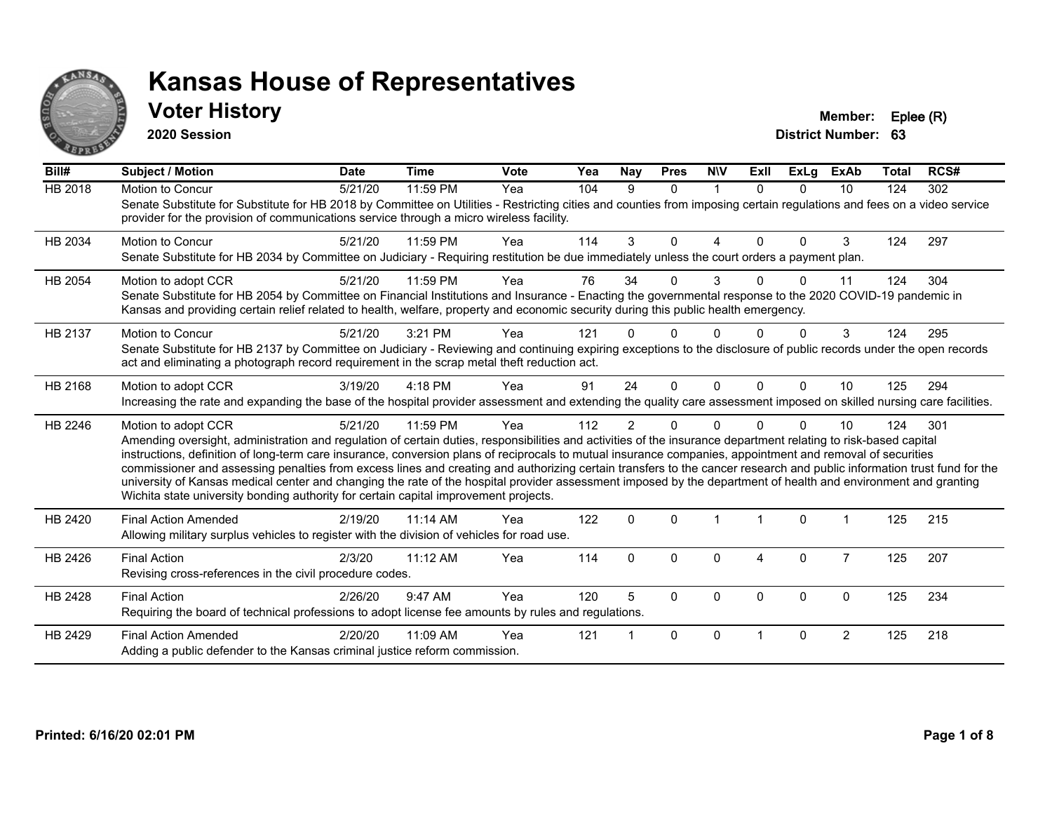# Kansas House of Representatives

## Voter History

**2020 Session**

**Member:** Eplee (R)
**District Number:** 63

| Bill# | Subject / Motion | Date | Time | Vote | Yea | Nay | Pres | N\V | ExII | ExLg | ExAb | Total | RCS# |
|---|---|---|---|---|---|---|---|---|---|---|---|---|---|
| HB 2018 | Motion to Concur | 5/21/20 | 11:59 PM | Yea | 104 | 9 | 0 | 1 | 0 | 0 | 10 | 124 | 302 |
| | Senate Substitute for Substitute for HB 2018 by Committee on Utilities - Restricting cities and counties from imposing certain regulations and fees on a video service provider for the provision of communications service through a micro wireless facility. | | | | | | | | | | | | |
| HB 2034 | Motion to Concur | 5/21/20 | 11:59 PM | Yea | 114 | 3 | 0 | 4 | 0 | 0 | 3 | 124 | 297 |
| | Senate Substitute for HB 2034 by Committee on Judiciary - Requiring restitution be due immediately unless the court orders a payment plan. | | | | | | | | | | | | |
| HB 2054 | Motion to adopt CCR | 5/21/20 | 11:59 PM | Yea | 76 | 34 | 0 | 3 | 0 | 0 | 11 | 124 | 304 |
| | Senate Substitute for HB 2054 by Committee on Financial Institutions and Insurance - Enacting the governmental response to the 2020 COVID-19 pandemic in Kansas and providing certain relief related to health, welfare, property and economic security during this public health emergency. | | | | | | | | | | | | |
| HB 2137 | Motion to Concur | 5/21/20 | 3:21 PM | Yea | 121 | 0 | 0 | 0 | 0 | 0 | 3 | 124 | 295 |
| | Senate Substitute for HB 2137 by Committee on Judiciary - Reviewing and continuing expiring exceptions to the disclosure of public records under the open records act and eliminating a photograph record requirement in the scrap metal theft reduction act. | | | | | | | | | | | | |
| HB 2168 | Motion to adopt CCR | 3/19/20 | 4:18 PM | Yea | 91 | 24 | 0 | 0 | 0 | 0 | 10 | 125 | 294 |
| | Increasing the rate and expanding the base of the hospital provider assessment and extending the quality care assessment imposed on skilled nursing care facilities. | | | | | | | | | | | | |
| HB 2246 | Motion to adopt CCR | 5/21/20 | 11:59 PM | Yea | 112 | 2 | 0 | 0 | 0 | 0 | 10 | 124 | 301 |
| | Amending oversight, administration and regulation of certain duties, responsibilities and activities of the insurance department relating to risk-based capital instructions, definition of long-term care insurance, conversion plans of reciprocals to mutual insurance companies, appointment and removal of securities commissioner and assessing penalties from excess lines and creating and authorizing certain transfers to the cancer research and public information trust fund for the university of Kansas medical center and changing the rate of the hospital provider assessment imposed by the department of health and environment and granting Wichita state university bonding authority for certain capital improvement projects. | | | | | | | | | | | | |
| HB 2420 | Final Action Amended | 2/19/20 | 11:14 AM | Yea | 122 | 0 | 0 | 1 | 1 | 0 | 1 | 125 | 215 |
| | Allowing military surplus vehicles to register with the division of vehicles for road use. | | | | | | | | | | | | |
| HB 2426 | Final Action | 2/3/20 | 11:12 AM | Yea | 114 | 0 | 0 | 0 | 4 | 0 | 7 | 125 | 207 |
| | Revising cross-references in the civil procedure codes. | | | | | | | | | | | | |
| HB 2428 | Final Action | 2/26/20 | 9:47 AM | Yea | 120 | 5 | 0 | 0 | 0 | 0 | 0 | 125 | 234 |
| | Requiring the board of technical professions to adopt license fee amounts by rules and regulations. | | | | | | | | | | | | |
| HB 2429 | Final Action Amended | 2/20/20 | 11:09 AM | Yea | 121 | 1 | 0 | 0 | 1 | 0 | 2 | 125 | 218 |
| | Adding a public defender to the Kansas criminal justice reform commission. | | | | | | | | | | | | |

Printed: 6/16/20 02:01 PM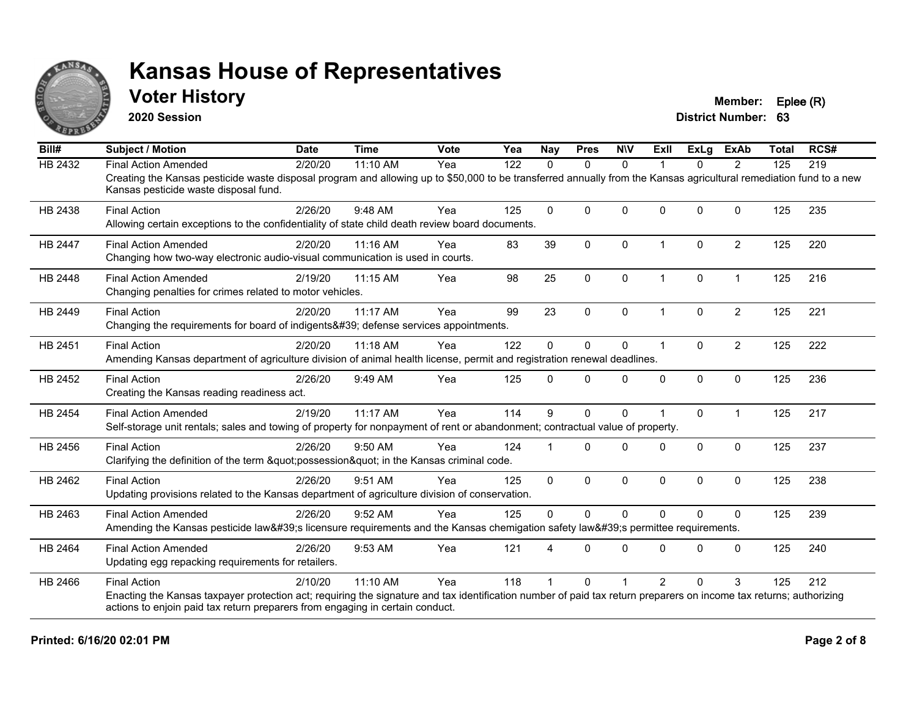# Kansas House of Representatives

## Voter History

**2020 Session**

**Member:** Eplee (R)
**District Number:** 63

| Bill# | Subject / Motion | Date | Time | Vote | Yea | Nay | Pres | N\V | ExII | ExLg | ExAb | Total | RCS# |
|---|---|---|---|---|---|---|---|---|---|---|---|---|---|
| HB 2432 | Final Action Amended | 2/20/20 | 11:10 AM | Yea | 122 | 0 | 0 | 0 | 1 | 0 | 2 | 125 | 219 |
| | Creating the Kansas pesticide waste disposal program and allowing up to $50,000 to be transferred annually from the Kansas agricultural remediation fund to a new Kansas pesticide waste disposal fund. | | | | | | | | | | | | |
| HB 2438 | Final Action | 2/26/20 | 9:48 AM | Yea | 125 | 0 | 0 | 0 | 0 | 0 | 0 | 125 | 235 |
| | Allowing certain exceptions to the confidentiality of state child death review board documents. | | | | | | | | | | | | |
| HB 2447 | Final Action Amended | 2/20/20 | 11:16 AM | Yea | 83 | 39 | 0 | 0 | 1 | 0 | 2 | 125 | 220 |
| | Changing how two-way electronic audio-visual communication is used in courts. | | | | | | | | | | | | |
| HB 2448 | Final Action Amended | 2/19/20 | 11:15 AM | Yea | 98 | 25 | 0 | 0 | 1 | 0 | 1 | 125 | 216 |
| | Changing penalties for crimes related to motor vehicles. | | | | | | | | | | | | |
| HB 2449 | Final Action | 2/20/20 | 11:17 AM | Yea | 99 | 23 | 0 | 0 | 1 | 0 | 2 | 125 | 221 |
| | Changing the requirements for board of indigents&#39; defense services appointments. | | | | | | | | | | | | |
| HB 2451 | Final Action | 2/20/20 | 11:18 AM | Yea | 122 | 0 | 0 | 0 | 1 | 0 | 2 | 125 | 222 |
| | Amending Kansas department of agriculture division of animal health license, permit and registration renewal deadlines. | | | | | | | | | | | | |
| HB 2452 | Final Action | 2/26/20 | 9:49 AM | Yea | 125 | 0 | 0 | 0 | 0 | 0 | 0 | 125 | 236 |
| | Creating the Kansas reading readiness act. | | | | | | | | | | | | |
| HB 2454 | Final Action Amended | 2/19/20 | 11:17 AM | Yea | 114 | 9 | 0 | 0 | 1 | 0 | 1 | 125 | 217 |
| | Self-storage unit rentals; sales and towing of property for nonpayment of rent or abandonment; contractual value of property. | | | | | | | | | | | | |
| HB 2456 | Final Action | 2/26/20 | 9:50 AM | Yea | 124 | 1 | 0 | 0 | 0 | 0 | 0 | 125 | 237 |
| | Clarifying the definition of the term &quot;possession&quot; in the Kansas criminal code. | | | | | | | | | | | | |
| HB 2462 | Final Action | 2/26/20 | 9:51 AM | Yea | 125 | 0 | 0 | 0 | 0 | 0 | 0 | 125 | 238 |
| | Updating provisions related to the Kansas department of agriculture division of conservation. | | | | | | | | | | | | |
| HB 2463 | Final Action Amended | 2/26/20 | 9:52 AM | Yea | 125 | 0 | 0 | 0 | 0 | 0 | 0 | 125 | 239 |
| | Amending the Kansas pesticide law&#39;s licensure requirements and the Kansas chemigation safety law&#39;s permittee requirements. | | | | | | | | | | | | |
| HB 2464 | Final Action Amended | 2/26/20 | 9:53 AM | Yea | 121 | 4 | 0 | 0 | 0 | 0 | 0 | 125 | 240 |
| | Updating egg repacking requirements for retailers. | | | | | | | | | | | | |
| HB 2466 | Final Action | 2/10/20 | 11:10 AM | Yea | 118 | 1 | 0 | 1 | 2 | 0 | 3 | 125 | 212 |
| | Enacting the Kansas taxpayer protection act; requiring the signature and tax identification number of paid tax return preparers on income tax returns; authorizing actions to enjoin paid tax return preparers from engaging in certain conduct. | | | | | | | | | | | | |

**Printed: 6/16/20 02:01 PM**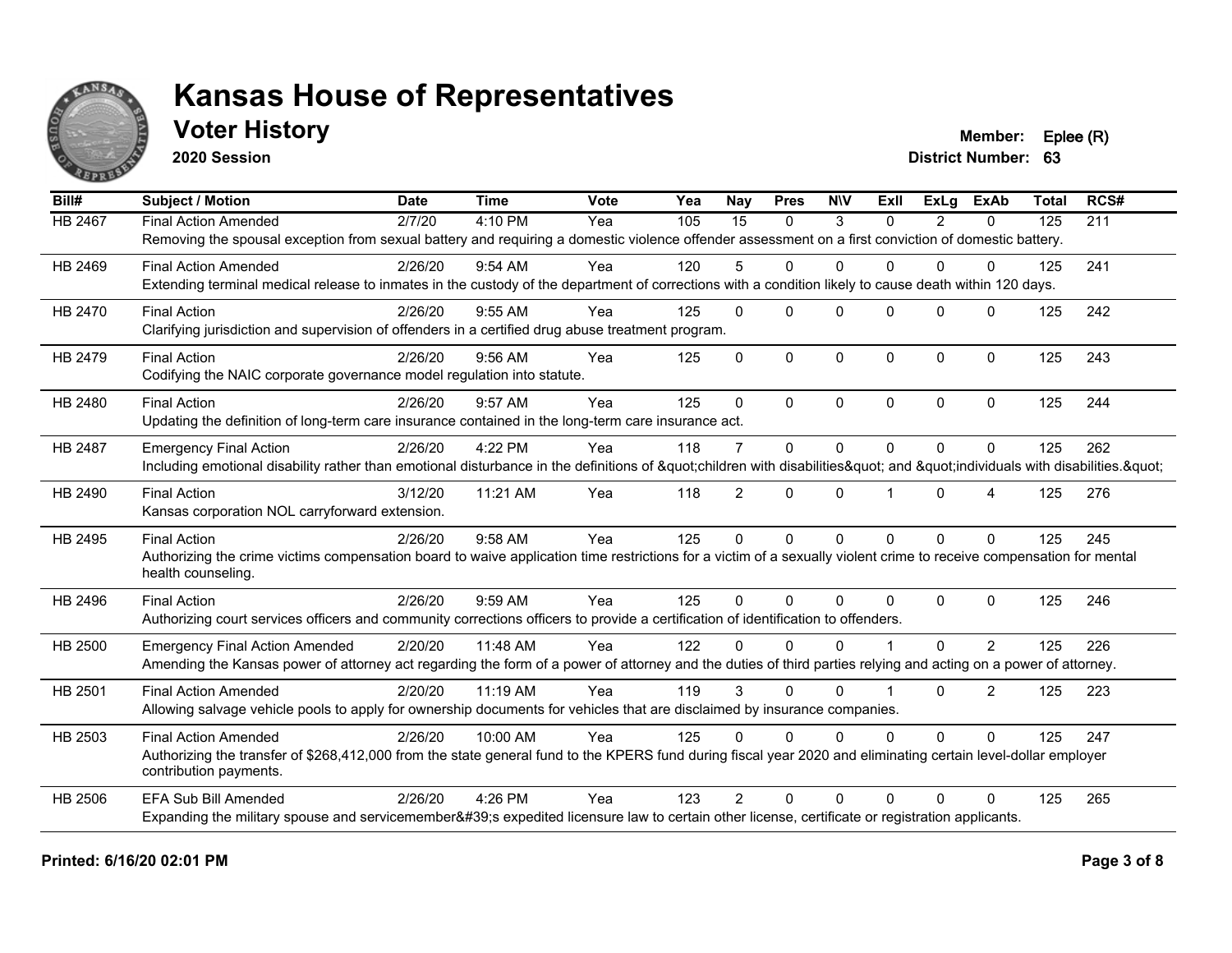# Kansas House of Representatives

## Voter History

**2020 Session**

**Member:** Eplee (R)
**District Number:** 63

| Bill# | Subject / Motion | Date | Time | Vote | Yea | Nay | Pres | N\V | ExII | ExLg | ExAb | Total | RCS# |
|---|---|---|---|---|---|---|---|---|---|---|---|---|---|
| HB 2467 | Final Action Amended | 2/7/20 | 4:10 PM | Yea | 105 | 15 | 0 | 3 | 0 | 2 | 0 | 125 | 211 |
| | Removing the spousal exception from sexual battery and requiring a domestic violence offender assessment on a first conviction of domestic battery. | | | | | | | | | | | | |
| HB 2469 | Final Action Amended | 2/26/20 | 9:54 AM | Yea | 120 | 5 | 0 | 0 | 0 | 0 | 0 | 125 | 241 |
| | Extending terminal medical release to inmates in the custody of the department of corrections with a condition likely to cause death within 120 days. | | | | | | | | | | | | |
| HB 2470 | Final Action | 2/26/20 | 9:55 AM | Yea | 125 | 0 | 0 | 0 | 0 | 0 | 0 | 125 | 242 |
| | Clarifying jurisdiction and supervision of offenders in a certified drug abuse treatment program. | | | | | | | | | | | | |
| HB 2479 | Final Action | 2/26/20 | 9:56 AM | Yea | 125 | 0 | 0 | 0 | 0 | 0 | 0 | 125 | 243 |
| | Codifying the NAIC corporate governance model regulation into statute. | | | | | | | | | | | | |
| HB 2480 | Final Action | 2/26/20 | 9:57 AM | Yea | 125 | 0 | 0 | 0 | 0 | 0 | 0 | 125 | 244 |
| | Updating the definition of long-term care insurance contained in the long-term care insurance act. | | | | | | | | | | | | |
| HB 2487 | Emergency Final Action | 2/26/20 | 4:22 PM | Yea | 118 | 7 | 0 | 0 | 0 | 0 | 0 | 125 | 262 |
| | Including emotional disability rather than emotional disturbance in the definitions of &quot;children with disabilities&quot; and &quot;individuals with disabilities.&quot; | | | | | | | | | | | | |
| HB 2490 | Final Action | 3/12/20 | 11:21 AM | Yea | 118 | 2 | 0 | 0 | 1 | 0 | 4 | 125 | 276 |
| | Kansas corporation NOL carryforward extension. | | | | | | | | | | | | |
| HB 2495 | Final Action | 2/26/20 | 9:58 AM | Yea | 125 | 0 | 0 | 0 | 0 | 0 | 0 | 125 | 245 |
| | Authorizing the crime victims compensation board to waive application time restrictions for a victim of a sexually violent crime to receive compensation for mental health counseling. | | | | | | | | | | | | |
| HB 2496 | Final Action | 2/26/20 | 9:59 AM | Yea | 125 | 0 | 0 | 0 | 0 | 0 | 0 | 125 | 246 |
| | Authorizing court services officers and community corrections officers to provide a certification of identification to offenders. | | | | | | | | | | | | |
| HB 2500 | Emergency Final Action Amended | 2/20/20 | 11:48 AM | Yea | 122 | 0 | 0 | 0 | 1 | 0 | 2 | 125 | 226 |
| | Amending the Kansas power of attorney act regarding the form of a power of attorney and the duties of third parties relying and acting on a power of attorney. | | | | | | | | | | | | |
| HB 2501 | Final Action Amended | 2/20/20 | 11:19 AM | Yea | 119 | 3 | 0 | 0 | 1 | 0 | 2 | 125 | 223 |
| | Allowing salvage vehicle pools to apply for ownership documents for vehicles that are disclaimed by insurance companies. | | | | | | | | | | | | |
| HB 2503 | Final Action Amended | 2/26/20 | 10:00 AM | Yea | 125 | 0 | 0 | 0 | 0 | 0 | 0 | 125 | 247 |
| | Authorizing the transfer of $268,412,000 from the state general fund to the KPERS fund during fiscal year 2020 and eliminating certain level-dollar employer contribution payments. | | | | | | | | | | | | |
| HB 2506 | EFA Sub Bill Amended | 2/26/20 | 4:26 PM | Yea | 123 | 2 | 0 | 0 | 0 | 0 | 0 | 125 | 265 |
| | Expanding the military spouse and servicemember&#39;s expedited licensure law to certain other license, certificate or registration applicants. | | | | | | | | | | | | |

**Printed: 6/16/20 02:01 PM**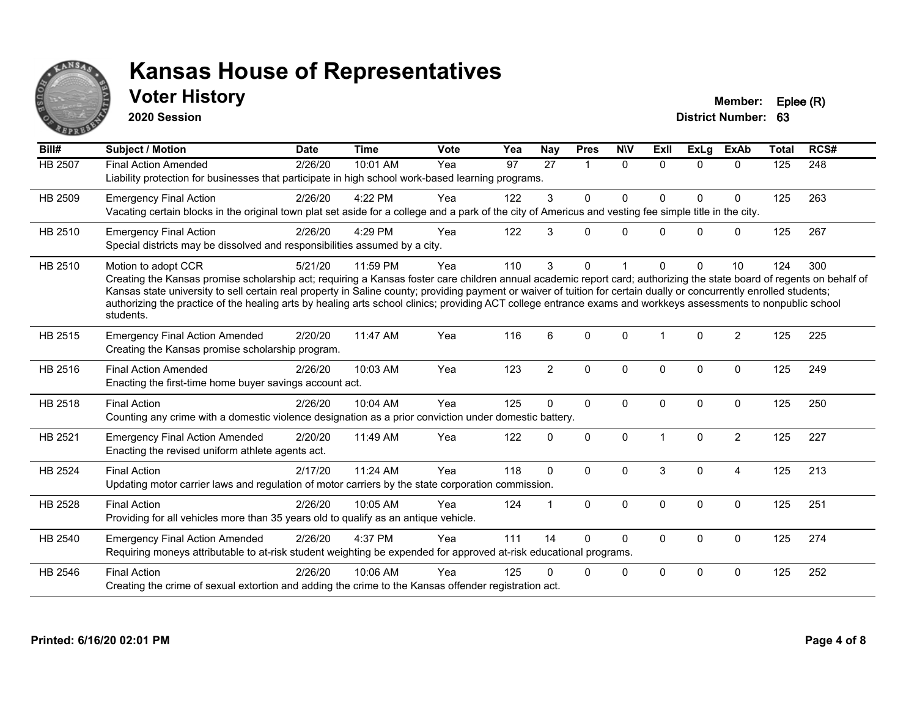# Kansas House of Representatives

## Voter History

**2020 Session**

**Member:** Eplee (R)
**District Number:** 63

| Bill# | Subject / Motion | Date | Time | Vote | Yea | Nay | Pres | N\V | ExII | ExLg | ExAb | Total | RCS# |
|---|---|---|---|---|---|---|---|---|---|---|---|---|---|
| HB 2507 | Final Action Amended | 2/26/20 | 10:01 AM | Yea | 97 | 27 | 1 | 0 | 0 | 0 | 0 | 125 | 248 |
| | Liability protection for businesses that participate in high school work-based learning programs. | | | | | | | | | | | | |
| HB 2509 | Emergency Final Action | 2/26/20 | 4:22 PM | Yea | 122 | 3 | 0 | 0 | 0 | 0 | 0 | 125 | 263 |
| | Vacating certain blocks in the original town plat set aside for a college and a park of the city of Americus and vesting fee simple title in the city. | | | | | | | | | | | | |
| HB 2510 | Emergency Final Action | 2/26/20 | 4:29 PM | Yea | 122 | 3 | 0 | 0 | 0 | 0 | 0 | 125 | 267 |
| | Special districts may be dissolved and responsibilities assumed by a city. | | | | | | | | | | | | |
| HB 2510 | Motion to adopt CCR | 5/21/20 | 11:59 PM | Yea | 110 | 3 | 0 | 1 | 0 | 0 | 10 | 124 | 300 |
| | Creating the Kansas promise scholarship act; requiring a Kansas foster care children annual academic report card; authorizing the state board of regents on behalf of Kansas state university to sell certain real property in Saline county; providing payment or waiver of tuition for certain dually or concurrently enrolled students; authorizing the practice of the healing arts by healing arts school clinics; providing ACT college entrance exams and workkeys assessments to nonpublic school students. | | | | | | | | | | | | |
| HB 2515 | Emergency Final Action Amended | 2/20/20 | 11:47 AM | Yea | 116 | 6 | 0 | 0 | 1 | 0 | 2 | 125 | 225 |
| | Creating the Kansas promise scholarship program. | | | | | | | | | | | | |
| HB 2516 | Final Action Amended | 2/26/20 | 10:03 AM | Yea | 123 | 2 | 0 | 0 | 0 | 0 | 0 | 125 | 249 |
| | Enacting the first-time home buyer savings account act. | | | | | | | | | | | | |
| HB 2518 | Final Action | 2/26/20 | 10:04 AM | Yea | 125 | 0 | 0 | 0 | 0 | 0 | 0 | 125 | 250 |
| | Counting any crime with a domestic violence designation as a prior conviction under domestic battery. | | | | | | | | | | | | |
| HB 2521 | Emergency Final Action Amended | 2/20/20 | 11:49 AM | Yea | 122 | 0 | 0 | 0 | 1 | 0 | 2 | 125 | 227 |
| | Enacting the revised uniform athlete agents act. | | | | | | | | | | | | |
| HB 2524 | Final Action | 2/17/20 | 11:24 AM | Yea | 118 | 0 | 0 | 0 | 3 | 0 | 4 | 125 | 213 |
| | Updating motor carrier laws and regulation of motor carriers by the state corporation commission. | | | | | | | | | | | | |
| HB 2528 | Final Action | 2/26/20 | 10:05 AM | Yea | 124 | 1 | 0 | 0 | 0 | 0 | 0 | 125 | 251 |
| | Providing for all vehicles more than 35 years old to qualify as an antique vehicle. | | | | | | | | | | | | |
| HB 2540 | Emergency Final Action Amended | 2/26/20 | 4:37 PM | Yea | 111 | 14 | 0 | 0 | 0 | 0 | 0 | 125 | 274 |
| | Requiring moneys attributable to at-risk student weighting be expended for approved at-risk educational programs. | | | | | | | | | | | | |
| HB 2546 | Final Action | 2/26/20 | 10:06 AM | Yea | 125 | 0 | 0 | 0 | 0 | 0 | 0 | 125 | 252 |
| | Creating the crime of sexual extortion and adding the crime to the Kansas offender registration act. | | | | | | | | | | | | |

**Printed: 6/16/20 02:01 PM**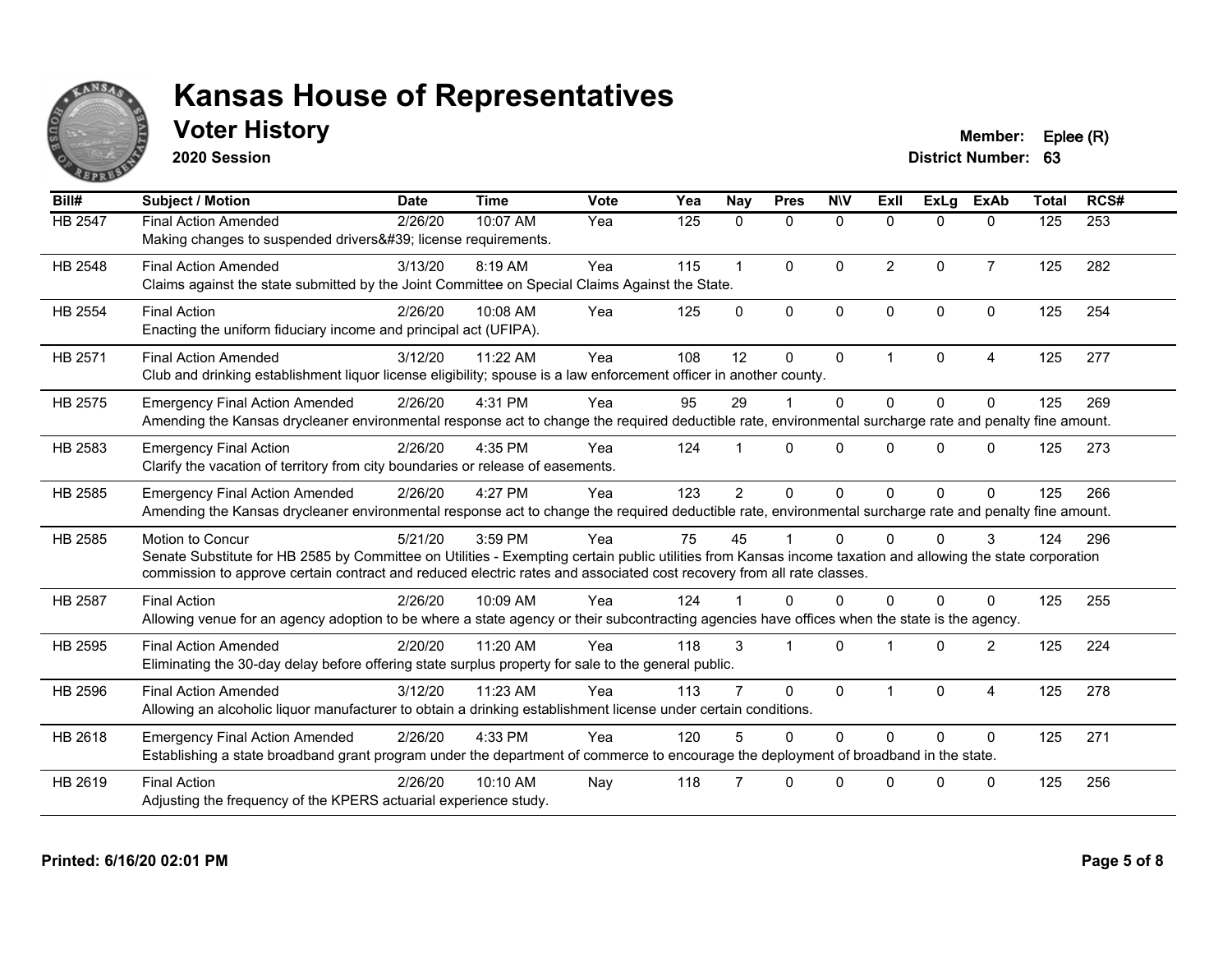# Kansas House of Representatives

## Voter History

**2020 Session**

**Member:** Eplee (R)
**District Number:** 63

| Bill# | Subject / Motion | Date | Time | Vote | Yea | Nay | Pres | N\V | ExII | ExLg | ExAb | Total | RCS# |
|---|---|---|---|---|---|---|---|---|---|---|---|---|---|
| HB 2547 | Final Action Amended<br>Making changes to suspended drivers&#39; license requirements. | 2/26/20 | 10:07 AM | Yea | 125 | 0 | 0 | 0 | 0 | 0 | 0 | 125 | 253 |
| HB 2548 | Final Action Amended<br>Claims against the state submitted by the Joint Committee on Special Claims Against the State. | 3/13/20 | 8:19 AM | Yea | 115 | 1 | 0 | 0 | 2 | 0 | 7 | 125 | 282 |
| HB 2554 | Final Action<br>Enacting the uniform fiduciary income and principal act (UFIPA). | 2/26/20 | 10:08 AM | Yea | 125 | 0 | 0 | 0 | 0 | 0 | 0 | 125 | 254 |
| HB 2571 | Final Action Amended<br>Club and drinking establishment liquor license eligibility; spouse is a law enforcement officer in another county. | 3/12/20 | 11:22 AM | Yea | 108 | 12 | 0 | 0 | 1 | 0 | 4 | 125 | 277 |
| HB 2575 | Emergency Final Action Amended<br>Amending the Kansas drycleaner environmental response act to change the required deductible rate, environmental surcharge rate and penalty fine amount. | 2/26/20 | 4:31 PM | Yea | 95 | 29 | 1 | 0 | 0 | 0 | 0 | 125 | 269 |
| HB 2583 | Emergency Final Action<br>Clarify the vacation of territory from city boundaries or release of easements. | 2/26/20 | 4:35 PM | Yea | 124 | 1 | 0 | 0 | 0 | 0 | 0 | 125 | 273 |
| HB 2585 | Emergency Final Action Amended<br>Amending the Kansas drycleaner environmental response act to change the required deductible rate, environmental surcharge rate and penalty fine amount. | 2/26/20 | 4:27 PM | Yea | 123 | 2 | 0 | 0 | 0 | 0 | 0 | 125 | 266 |
| HB 2585 | Motion to Concur<br>Senate Substitute for HB 2585 by Committee on Utilities - Exempting certain public utilities from Kansas income taxation and allowing the state corporation commission to approve certain contract and reduced electric rates and associated cost recovery from all rate classes. | 5/21/20 | 3:59 PM | Yea | 75 | 45 | 1 | 0 | 0 | 0 | 3 | 124 | 296 |
| HB 2587 | Final Action<br>Allowing venue for an agency adoption to be where a state agency or their subcontracting agencies have offices when the state is the agency. | 2/26/20 | 10:09 AM | Yea | 124 | 1 | 0 | 0 | 0 | 0 | 0 | 125 | 255 |
| HB 2595 | Final Action Amended<br>Eliminating the 30-day delay before offering state surplus property for sale to the general public. | 2/20/20 | 11:20 AM | Yea | 118 | 3 | 1 | 0 | 1 | 0 | 2 | 125 | 224 |
| HB 2596 | Final Action Amended<br>Allowing an alcoholic liquor manufacturer to obtain a drinking establishment license under certain conditions. | 3/12/20 | 11:23 AM | Yea | 113 | 7 | 0 | 0 | 1 | 0 | 4 | 125 | 278 |
| HB 2618 | Emergency Final Action Amended<br>Establishing a state broadband grant program under the department of commerce to encourage the deployment of broadband in the state. | 2/26/20 | 4:33 PM | Yea | 120 | 5 | 0 | 0 | 0 | 0 | 0 | 125 | 271 |
| HB 2619 | Final Action<br>Adjusting the frequency of the KPERS actuarial experience study. | 2/26/20 | 10:10 AM | Nay | 118 | 7 | 0 | 0 | 0 | 0 | 0 | 125 | 256 |

**Printed: 6/16/20 02:01 PM**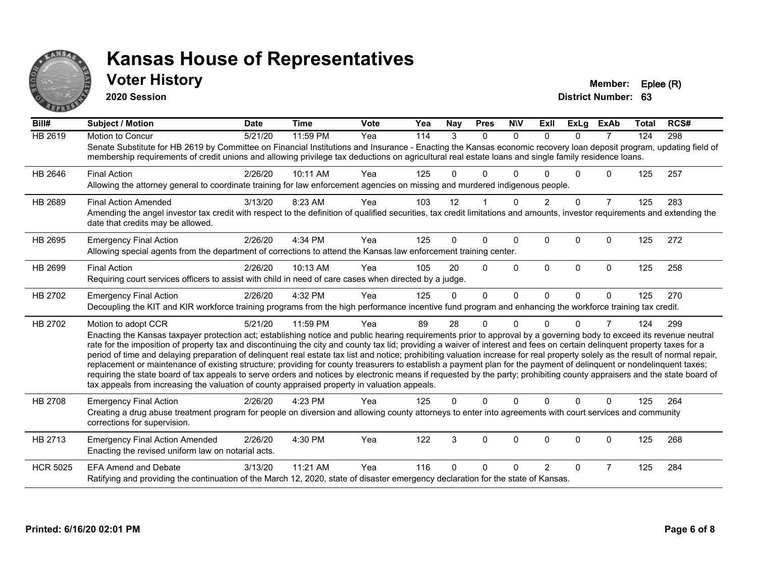# Kansas House of Representatives

## Voter History

**2020 Session**

**Member:** Eplee (R)
**District Number:** 63

| Bill# | Subject / Motion | Date | Time | Vote | Yea | Nay | Pres | N\V | ExII | ExLg | ExAb | Total | RCS# |
|---|---|---|---|---|---|---|---|---|---|---|---|---|---|
| HB 2619 | Motion to Concur | 5/21/20 | 11:59 PM | Yea | 114 | 3 | 0 | 0 | 0 | 0 | 7 | 124 | 298 |
| | Senate Substitute for HB 2619 by Committee on Financial Institutions and Insurance - Enacting the Kansas economic recovery loan deposit program, updating field of membership requirements of credit unions and allowing privilege tax deductions on agricultural real estate loans and single family residence loans. | | | | | | | | | | | | |
| HB 2646 | Final Action | 2/26/20 | 10:11 AM | Yea | 125 | 0 | 0 | 0 | 0 | 0 | 0 | 125 | 257 |
| | Allowing the attorney general to coordinate training for law enforcement agencies on missing and murdered indigenous people. | | | | | | | | | | | | |
| HB 2689 | Final Action Amended | 3/13/20 | 8:23 AM | Yea | 103 | 12 | 1 | 0 | 2 | 0 | 7 | 125 | 283 |
| | Amending the angel investor tax credit with respect to the definition of qualified securities, tax credit limitations and amounts, investor requirements and extending the date that credits may be allowed. | | | | | | | | | | | | |
| HB 2695 | Emergency Final Action | 2/26/20 | 4:34 PM | Yea | 125 | 0 | 0 | 0 | 0 | 0 | 0 | 125 | 272 |
| | Allowing special agents from the department of corrections to attend the Kansas law enforcement training center. | | | | | | | | | | | | |
| HB 2699 | Final Action | 2/26/20 | 10:13 AM | Yea | 105 | 20 | 0 | 0 | 0 | 0 | 0 | 125 | 258 |
| | Requiring court services officers to assist with child in need of care cases when directed by a judge. | | | | | | | | | | | | |
| HB 2702 | Emergency Final Action | 2/26/20 | 4:32 PM | Yea | 125 | 0 | 0 | 0 | 0 | 0 | 0 | 125 | 270 |
| | Decoupling the KIT and KIR workforce training programs from the high performance incentive fund program and enhancing the workforce training tax credit. | | | | | | | | | | | | |
| HB 2702 | Motion to adopt CCR | 5/21/20 | 11:59 PM | Yea | 89 | 28 | 0 | 0 | 0 | 0 | 7 | 124 | 299 |
| | Enacting the Kansas taxpayer protection act; establishing notice and public hearing requirements prior to approval by a governing body to exceed its revenue neutral rate for the imposition of property tax and discontinuing the city and county tax lid; providing a waiver of interest and fees on certain delinquent property taxes for a period of time and delaying preparation of delinquent real estate tax list and notice; prohibiting valuation increase for real property solely as the result of normal repair, replacement or maintenance of existing structure; providing for county treasurers to establish a payment plan for the payment of delinquent or nondelinquent taxes; requiring the state board of tax appeals to serve orders and notices by electronic means if requested by the party; prohibiting county appraisers and the state board of tax appeals from increasing the valuation of county appraised property in valuation appeals. | | | | | | | | | | | | |
| HB 2708 | Emergency Final Action | 2/26/20 | 4:23 PM | Yea | 125 | 0 | 0 | 0 | 0 | 0 | 0 | 125 | 264 |
| | Creating a drug abuse treatment program for people on diversion and allowing county attorneys to enter into agreements with court services and community corrections for supervision. | | | | | | | | | | | | |
| HB 2713 | Emergency Final Action Amended | 2/26/20 | 4:30 PM | Yea | 122 | 3 | 0 | 0 | 0 | 0 | 0 | 125 | 268 |
| | Enacting the revised uniform law on notarial acts. | | | | | | | | | | | | |
| HCR 5025 | EFA Amend and Debate | 3/13/20 | 11:21 AM | Yea | 116 | 0 | 0 | 0 | 2 | 0 | 7 | 125 | 284 |
| | Ratifying and providing the continuation of the March 12, 2020, state of disaster emergency declaration for the state of Kansas. | | | | | | | | | | | | |

**Printed: 6/16/20 02:01 PM**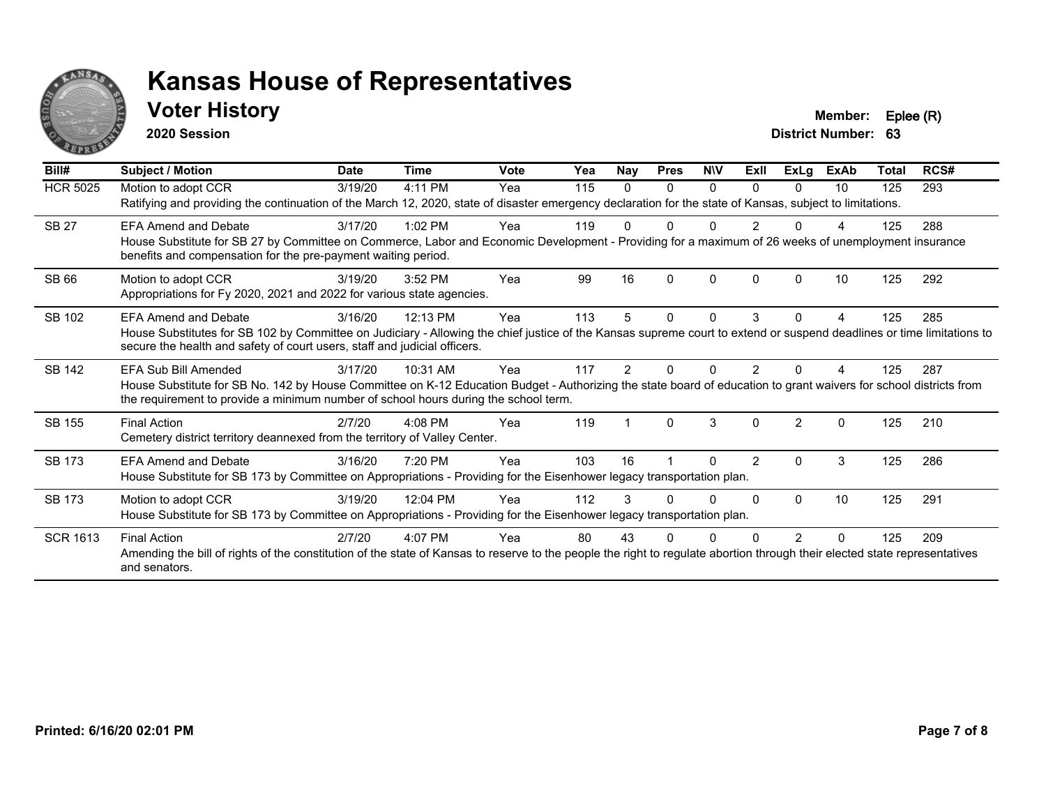# Kansas House of Representatives

## Voter History

**2020 Session**

**Member:** Eplee (R)
**District Number:** 63

| Bill# | Subject / Motion | Date | Time | Vote | Yea | Nay | Pres | N\V | ExII | ExLg | ExAb | Total | RCS# |
|---|---|---|---|---|---|---|---|---|---|---|---|---|---|
| HCR 5025 | Motion to adopt CCR | 3/19/20 | 4:11 PM | Yea | 115 | 0 | 0 | 0 | 0 | 0 | 10 | 125 | 293 |
| | Ratifying and providing the continuation of the March 12, 2020, state of disaster emergency declaration for the state of Kansas, subject to limitations. | | | | | | | | | | | | |
| SB 27 | EFA Amend and Debate | 3/17/20 | 1:02 PM | Yea | 119 | 0 | 0 | 0 | 2 | 0 | 4 | 125 | 288 |
| | House Substitute for SB 27 by Committee on Commerce, Labor and Economic Development - Providing for a maximum of 26 weeks of unemployment insurance benefits and compensation for the pre-payment waiting period. | | | | | | | | | | | | |
| SB 66 | Motion to adopt CCR | 3/19/20 | 3:52 PM | Yea | 99 | 16 | 0 | 0 | 0 | 0 | 10 | 125 | 292 |
| | Appropriations for Fy 2020, 2021 and 2022 for various state agencies. | | | | | | | | | | | | |
| SB 102 | EFA Amend and Debate | 3/16/20 | 12:13 PM | Yea | 113 | 5 | 0 | 0 | 3 | 0 | 4 | 125 | 285 |
| | House Substitutes for SB 102 by Committee on Judiciary - Allowing the chief justice of the Kansas supreme court to extend or suspend deadlines or time limitations to secure the health and safety of court users, staff and judicial officers. | | | | | | | | | | | | |
| SB 142 | EFA Sub Bill Amended | 3/17/20 | 10:31 AM | Yea | 117 | 2 | 0 | 0 | 2 | 0 | 4 | 125 | 287 |
| | House Substitute for SB No. 142 by House Committee on K-12 Education Budget - Authorizing the state board of education to grant waivers for school districts from the requirement to provide a minimum number of school hours during the school term. | | | | | | | | | | | | |
| SB 155 | Final Action | 2/7/20 | 4:08 PM | Yea | 119 | 1 | 0 | 3 | 0 | 2 | 0 | 125 | 210 |
| | Cemetery district territory deannexed from the territory of Valley Center. | | | | | | | | | | | | |
| SB 173 | EFA Amend and Debate | 3/16/20 | 7:20 PM | Yea | 103 | 16 | 1 | 0 | 2 | 0 | 3 | 125 | 286 |
| | House Substitute for SB 173 by Committee on Appropriations - Providing for the Eisenhower legacy transportation plan. | | | | | | | | | | | | |
| SB 173 | Motion to adopt CCR | 3/19/20 | 12:04 PM | Yea | 112 | 3 | 0 | 0 | 0 | 0 | 10 | 125 | 291 |
| | House Substitute for SB 173 by Committee on Appropriations - Providing for the Eisenhower legacy transportation plan. | | | | | | | | | | | | |
| SCR 1613 | Final Action | 2/7/20 | 4:07 PM | Yea | 80 | 43 | 0 | 0 | 0 | 2 | 0 | 125 | 209 |
| | Amending the bill of rights of the constitution of the state of Kansas to reserve to the people the right to regulate abortion through their elected state representatives and senators. | | | | | | | | | | | | |

**Printed: 6/16/20 02:01 PM**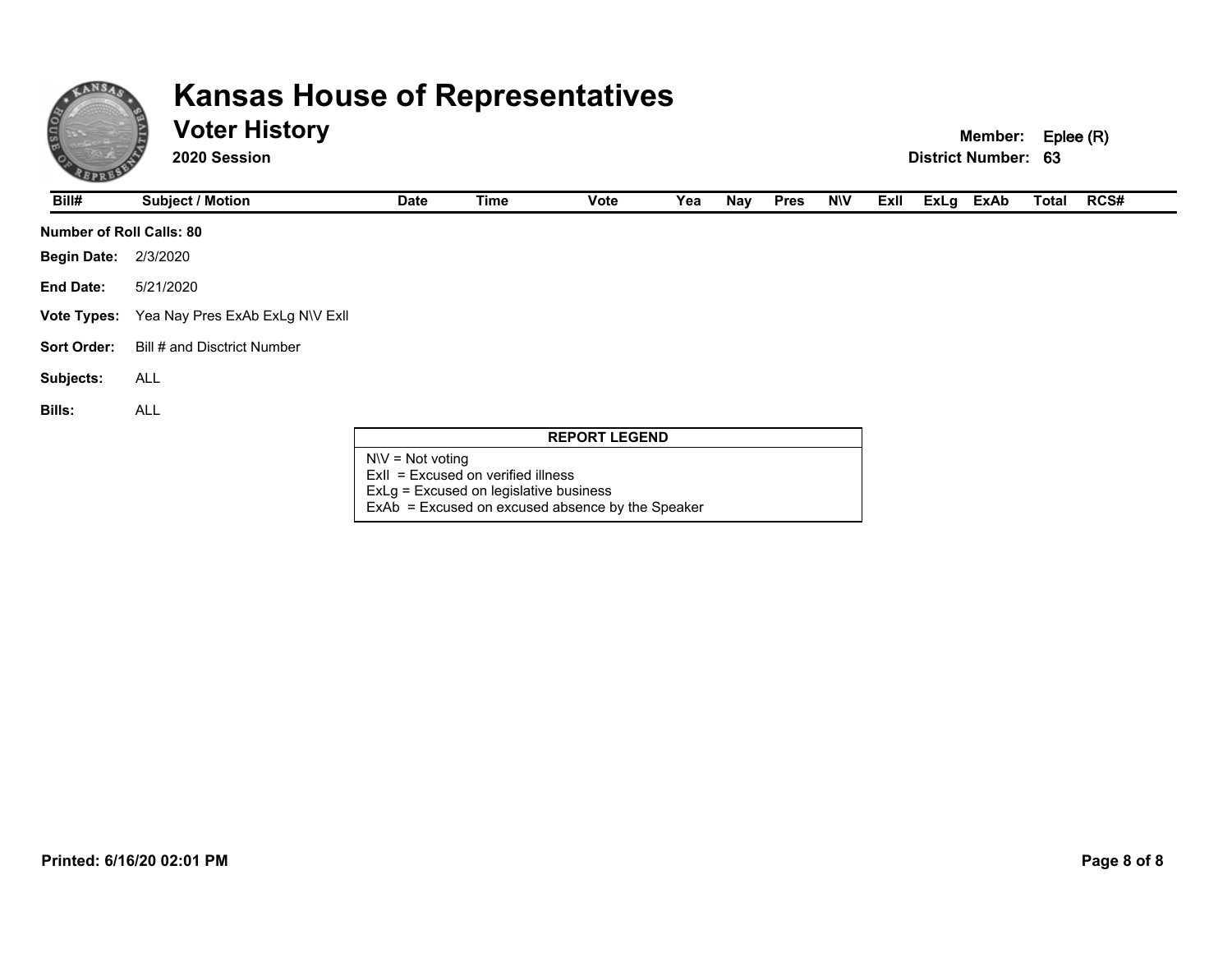# Kansas House of Representatives

## Voter History

**2020 Session**

**Member:** Eplee (R)
**District Number:** 63

| Bill# | Subject / Motion | Date | Time | Vote | Yea | Nay | Pres | N\V | ExIl | ExLg | ExAb | Total | RCS# |
|---|---|---|---|---|---|---|---|---|---|---|---|---|---|

**Number of Roll Calls: 80**

**Begin Date:** 2/3/2020

**End Date:** 5/21/2020

**Vote Types:** Yea Nay Pres ExAb ExLg N\V ExIl

**Sort Order:** Bill # and Disctrict Number

**Subjects:** ALL

**Bills:** ALL

| REPORT LEGEND |
|---|
| N\V = Not voting |
| ExIl = Excused on verified illness |
| ExLg = Excused on legislative business |
| ExAb = Excused on excused absence by the Speaker |

**Printed: 6/16/20 02:01 PM**